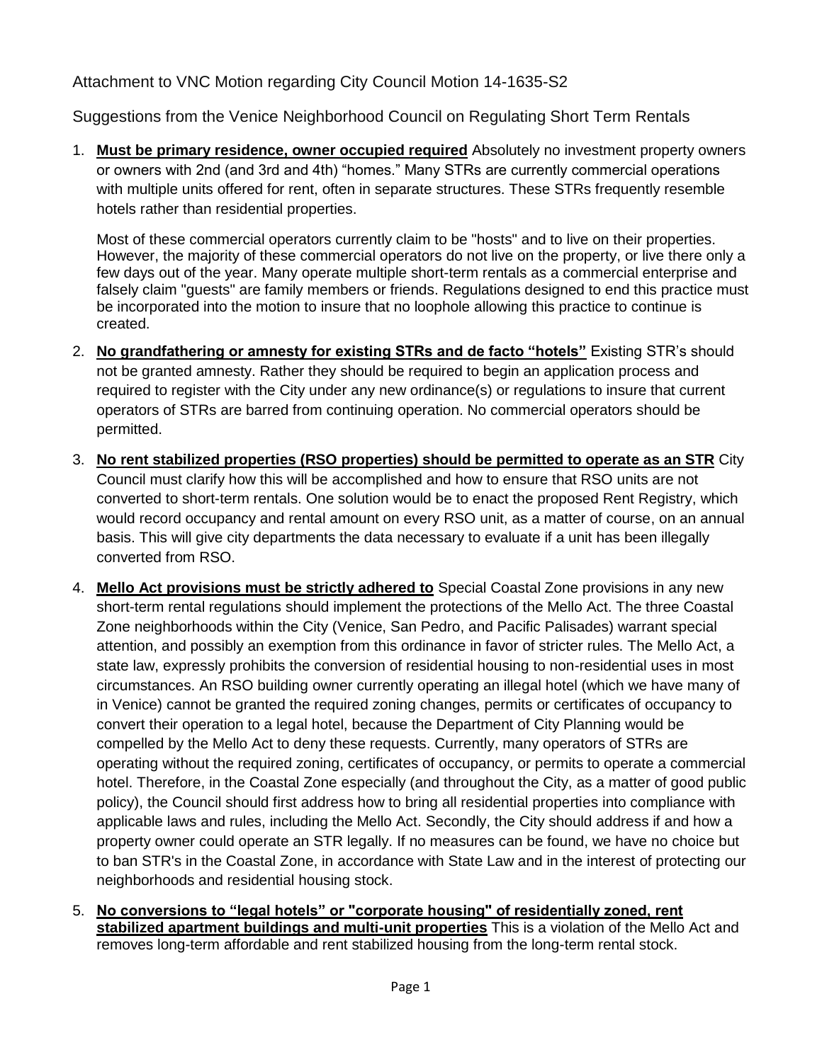Attachment to VNC Motion regarding City Council Motion 14-1635-S2

Suggestions from the Venice Neighborhood Council on Regulating Short Term Rentals

1. **Must be primary residence, owner occupied required** Absolutely no investment property owners or owners with 2nd (and 3rd and 4th) "homes." Many STRs are currently commercial operations with multiple units offered for rent, often in separate structures. These STRs frequently resemble hotels rather than residential properties.

   Most of these commercial operators currently claim to be "hosts" and to live on their properties. However, the majority of these commercial operators do not live on the property, or live there only a few days out of the year. Many operate multiple short-term rentals as a commercial enterprise and falsely claim "guests" are family members or friends. Regulations designed to end this practice must be incorporated into the motion to insure that no loophole allowing this practice to continue is created.

2. **No grandfathering or amnesty for existing STRs and de facto "hotels"** Existing STR's should not be granted amnesty. Rather they should be required to begin an application process and required to register with the City under any new ordinance(s) or regulations to insure that current operators of STRs are barred from continuing operation. No commercial operators should be permitted.

3. **No rent stabilized properties (RSO properties) should be permitted to operate as an STR** City Council must clarify how this will be accomplished and how to ensure that RSO units are not converted to short-term rentals. One solution would be to enact the proposed Rent Registry, which would record occupancy and rental amount on every RSO unit, as a matter of course, on an annual basis. This will give city departments the data necessary to evaluate if a unit has been illegally converted from RSO.

4. **Mello Act provisions must be strictly adhered to** Special Coastal Zone provisions in any new short-term rental regulations should implement the protections of the Mello Act. The three Coastal Zone neighborhoods within the City (Venice, San Pedro, and Pacific Palisades) warrant special attention, and possibly an exemption from this ordinance in favor of stricter rules. The Mello Act, a state law, expressly prohibits the conversion of residential housing to non-residential uses in most circumstances. An RSO building owner currently operating an illegal hotel (which we have many of in Venice) cannot be granted the required zoning changes, permits or certificates of occupancy to convert their operation to a legal hotel, because the Department of City Planning would be compelled by the Mello Act to deny these requests. Currently, many operators of STRs are operating without the required zoning, certificates of occupancy, or permits to operate a commercial hotel. Therefore, in the Coastal Zone especially (and throughout the City, as a matter of good public policy), the Council should first address how to bring all residential properties into compliance with applicable laws and rules, including the Mello Act. Secondly, the City should address if and how a property owner could operate an STR legally. If no measures can be found, we have no choice but to ban STR's in the Coastal Zone, in accordance with State Law and in the interest of protecting our neighborhoods and residential housing stock.

5. **No conversions to "legal hotels" or "corporate housing" of residentially zoned, rent stabilized apartment buildings and multi-unit properties** This is a violation of the Mello Act and removes long-term affordable and rent stabilized housing from the long-term rental stock.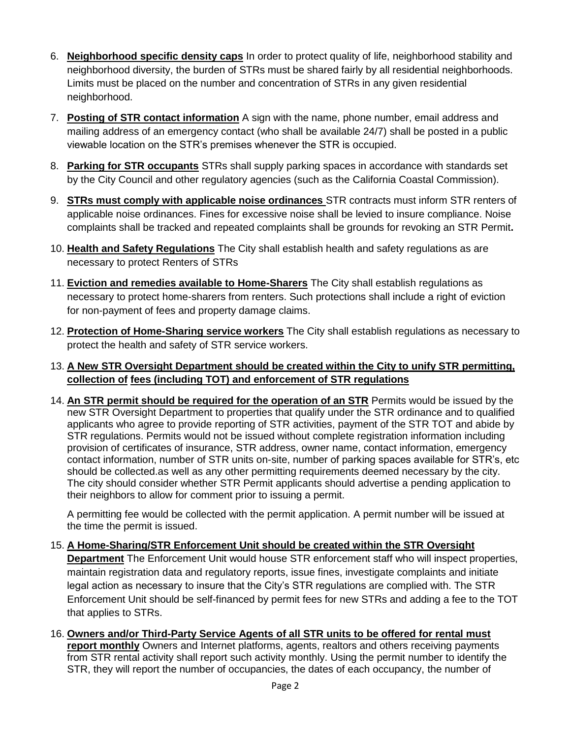6. **Neighborhood specific density caps** In order to protect quality of life, neighborhood stability and neighborhood diversity, the burden of STRs must be shared fairly by all residential neighborhoods. Limits must be placed on the number and concentration of STRs in any given residential neighborhood.

7. **Posting of STR contact information** A sign with the name, phone number, email address and mailing address of an emergency contact (who shall be available 24/7) shall be posted in a public viewable location on the STR's premises whenever the STR is occupied.

8. **Parking for STR occupants** STRs shall supply parking spaces in accordance with standards set by the City Council and other regulatory agencies (such as the California Coastal Commission).

9. **STRs must comply with applicable noise ordinances** STR contracts must inform STR renters of applicable noise ordinances. Fines for excessive noise shall be levied to insure compliance. Noise complaints shall be tracked and repeated complaints shall be grounds for revoking an STR Permit**.**

10. **Health and Safety Regulations** The City shall establish health and safety regulations as are necessary to protect Renters of STRs

11. **Eviction and remedies available to Home-Sharers** The City shall establish regulations as necessary to protect home-sharers from renters. Such protections shall include a right of eviction for non-payment of fees and property damage claims.

12. **Protection of Home-Sharing service workers** The City shall establish regulations as necessary to protect the health and safety of STR service workers.

13. **A New STR Oversight Department should be created within the City to unify STR permitting, collection of fees (including TOT) and enforcement of STR regulations**

14. **An STR permit should be required for the operation of an STR** Permits would be issued by the new STR Oversight Department to properties that qualify under the STR ordinance and to qualified applicants who agree to provide reporting of STR activities, payment of the STR TOT and abide by STR regulations. Permits would not be issued without complete registration information including provision of certificates of insurance, STR address, owner name, contact information, emergency contact information, number of STR units on-site, number of parking spaces available for STR's, etc should be collected.as well as any other permitting requirements deemed necessary by the city. The city should consider whether STR Permit applicants should advertise a pending application to their neighbors to allow for comment prior to issuing a permit.

    A permitting fee would be collected with the permit application. A permit number will be issued at the time the permit is issued.

15. **A Home-Sharing/STR Enforcement Unit should be created within the STR Oversight Department** The Enforcement Unit would house STR enforcement staff who will inspect properties, maintain registration data and regulatory reports, issue fines, investigate complaints and initiate legal action as necessary to insure that the City's STR regulations are complied with. The STR Enforcement Unit should be self-financed by permit fees for new STRs and adding a fee to the TOT that applies to STRs.

16. **Owners and/or Third-Party Service Agents of all STR units to be offered for rental must report monthly** Owners and Internet platforms, agents, realtors and others receiving payments from STR rental activity shall report such activity monthly. Using the permit number to identify the STR, they will report the number of occupancies, the dates of each occupancy, the number of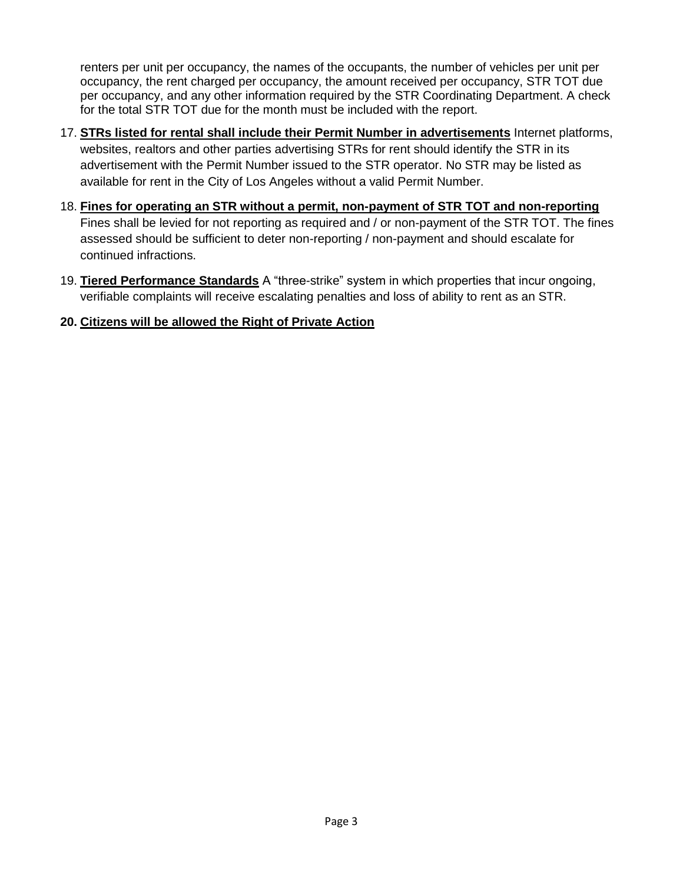renters per unit per occupancy, the names of the occupants, the number of vehicles per unit per occupancy, the rent charged per occupancy, the amount received per occupancy, STR TOT due per occupancy, and any other information required by the STR Coordinating Department. A check for the total STR TOT due for the month must be included with the report.

17. **STRs listed for rental shall include their Permit Number in advertisements** Internet platforms, websites, realtors and other parties advertising STRs for rent should identify the STR in its advertisement with the Permit Number issued to the STR operator. No STR may be listed as available for rent in the City of Los Angeles without a valid Permit Number.

18. **Fines for operating an STR without a permit, non-payment of STR TOT and non-reporting** Fines shall be levied for not reporting as required and / or non-payment of the STR TOT. The fines assessed should be sufficient to deter non-reporting / non-payment and should escalate for continued infractions.

19. **Tiered Performance Standards** A "three-strike" system in which properties that incur ongoing, verifiable complaints will receive escalating penalties and loss of ability to rent as an STR.

20. **Citizens will be allowed the Right of Private Action**